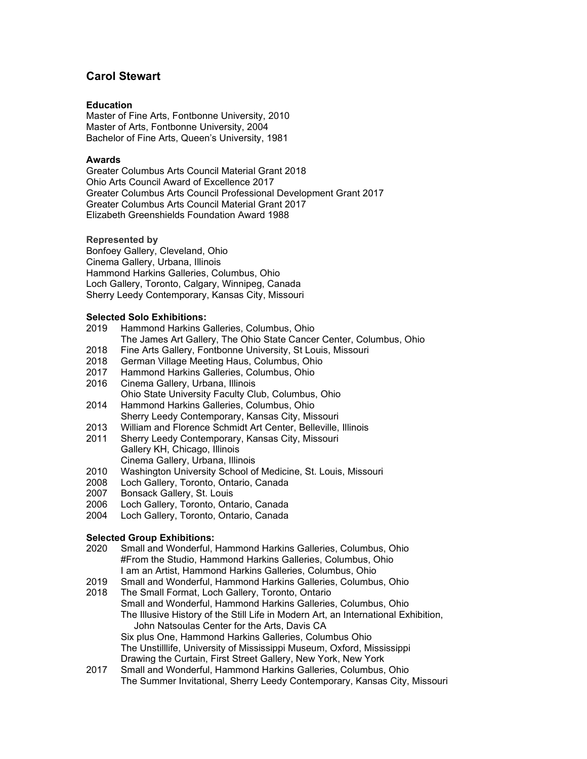# Carol Stewart

### Education

Master of Fine Arts, Fontbonne University, 2010
Master of Arts, Fontbonne University, 2004
Bachelor of Fine Arts, Queen's University, 1981

### Awards

Greater Columbus Arts Council Material Grant 2018
Ohio Arts Council Award of Excellence 2017
Greater Columbus Arts Council Professional Development Grant 2017
Greater Columbus Arts Council Material Grant 2017
Elizabeth Greenshields Foundation Award 1988

### Represented by

Bonfoey Gallery, Cleveland, Ohio
Cinema Gallery, Urbana, Illinois
Hammond Harkins Galleries, Columbus, Ohio
Loch Gallery, Toronto, Calgary, Winnipeg, Canada
Sherry Leedy Contemporary, Kansas City, Missouri

### Selected Solo Exhibitions:

2019 Hammond Harkins Galleries, Columbus, Ohio
The James Art Gallery, The Ohio State Cancer Center, Columbus, Ohio
2018 Fine Arts Gallery, Fontbonne University, St Louis, Missouri
2018 German Village Meeting Haus, Columbus, Ohio
2017 Hammond Harkins Galleries, Columbus, Ohio
2016 Cinema Gallery, Urbana, Illinois
Ohio State University Faculty Club, Columbus, Ohio
2014 Hammond Harkins Galleries, Columbus, Ohio
Sherry Leedy Contemporary, Kansas City, Missouri
2013 William and Florence Schmidt Art Center, Belleville, Illinois
2011 Sherry Leedy Contemporary, Kansas City, Missouri
Gallery KH, Chicago, Illinois
Cinema Gallery, Urbana, Illinois
2010 Washington University School of Medicine, St. Louis, Missouri
2008 Loch Gallery, Toronto, Ontario, Canada
2007 Bonsack Gallery, St. Louis
2006 Loch Gallery, Toronto, Ontario, Canada
2004 Loch Gallery, Toronto, Ontario, Canada

### Selected Group Exhibitions:

2020 Small and Wonderful, Hammond Harkins Galleries, Columbus, Ohio
#From the Studio, Hammond Harkins Galleries, Columbus, Ohio
I am an Artist, Hammond Harkins Galleries, Columbus, Ohio
2019 Small and Wonderful, Hammond Harkins Galleries, Columbus, Ohio
2018 The Small Format, Loch Gallery, Toronto, Ontario
Small and Wonderful, Hammond Harkins Galleries, Columbus, Ohio
The Illusive History of the Still Life in Modern Art, an International Exhibition, John Natsoulas Center for the Arts, Davis CA
Six plus One, Hammond Harkins Galleries, Columbus Ohio
The Unstilllife, University of Mississippi Museum, Oxford, Mississippi
Drawing the Curtain, First Street Gallery, New York, New York
2017 Small and Wonderful, Hammond Harkins Galleries, Columbus, Ohio
The Summer Invitational, Sherry Leedy Contemporary, Kansas City, Missouri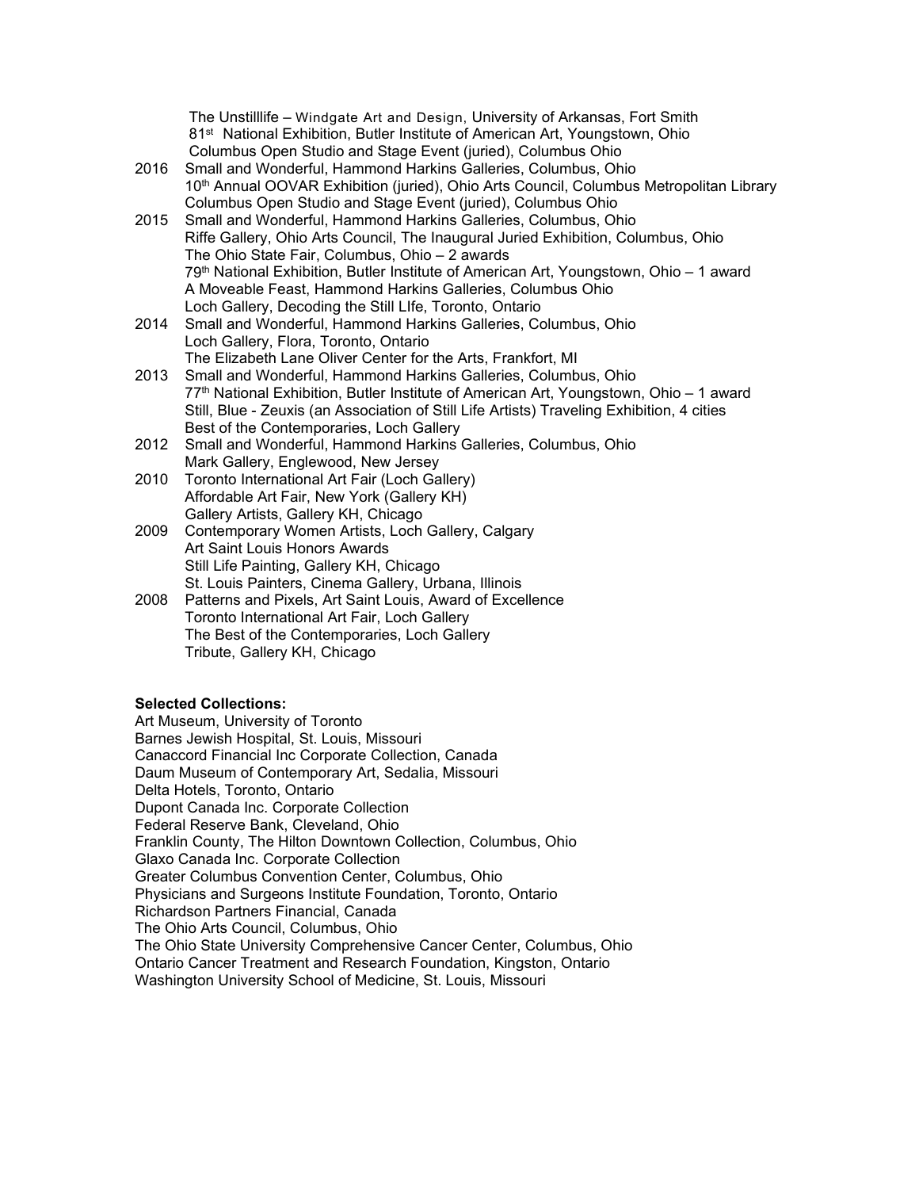The Unstilllife – Windgate Art and Design, University of Arkansas, Fort Smith
81st National Exhibition, Butler Institute of American Art, Youngstown, Ohio
Columbus Open Studio and Stage Event (juried), Columbus Ohio

2016 Small and Wonderful, Hammond Harkins Galleries, Columbus, Ohio
10th Annual OOVAR Exhibition (juried), Ohio Arts Council, Columbus Metropolitan Library
Columbus Open Studio and Stage Event (juried), Columbus Ohio

2015 Small and Wonderful, Hammond Harkins Galleries, Columbus, Ohio
Riffe Gallery, Ohio Arts Council, The Inaugural Juried Exhibition, Columbus, Ohio
The Ohio State Fair, Columbus, Ohio – 2 awards
79th National Exhibition, Butler Institute of American Art, Youngstown, Ohio – 1 award
A Moveable Feast, Hammond Harkins Galleries, Columbus Ohio
Loch Gallery, Decoding the Still LIfe, Toronto, Ontario

2014 Small and Wonderful, Hammond Harkins Galleries, Columbus, Ohio
Loch Gallery, Flora, Toronto, Ontario
The Elizabeth Lane Oliver Center for the Arts, Frankfort, MI

2013 Small and Wonderful, Hammond Harkins Galleries, Columbus, Ohio
77th National Exhibition, Butler Institute of American Art, Youngstown, Ohio – 1 award
Still, Blue - Zeuxis (an Association of Still Life Artists) Traveling Exhibition, 4 cities
Best of the Contemporaries, Loch Gallery

2012 Small and Wonderful, Hammond Harkins Galleries, Columbus, Ohio
Mark Gallery, Englewood, New Jersey

2010 Toronto International Art Fair (Loch Gallery)
Affordable Art Fair, New York (Gallery KH)
Gallery Artists, Gallery KH, Chicago

2009 Contemporary Women Artists, Loch Gallery, Calgary
Art Saint Louis Honors Awards
Still Life Painting, Gallery KH, Chicago
St. Louis Painters, Cinema Gallery, Urbana, Illinois

2008 Patterns and Pixels, Art Saint Louis, Award of Excellence
Toronto International Art Fair, Loch Gallery
The Best of the Contemporaries, Loch Gallery
Tribute, Gallery KH, Chicago

**Selected Collections:**

Art Museum, University of Toronto
Barnes Jewish Hospital, St. Louis, Missouri
Canaccord Financial Inc Corporate Collection, Canada
Daum Museum of Contemporary Art, Sedalia, Missouri
Delta Hotels, Toronto, Ontario
Dupont Canada Inc. Corporate Collection
Federal Reserve Bank, Cleveland, Ohio
Franklin County, The Hilton Downtown Collection, Columbus, Ohio
Glaxo Canada Inc. Corporate Collection
Greater Columbus Convention Center, Columbus, Ohio
Physicians and Surgeons Institute Foundation, Toronto, Ontario
Richardson Partners Financial, Canada
The Ohio Arts Council, Columbus, Ohio
The Ohio State University Comprehensive Cancer Center, Columbus, Ohio
Ontario Cancer Treatment and Research Foundation, Kingston, Ontario
Washington University School of Medicine, St. Louis, Missouri